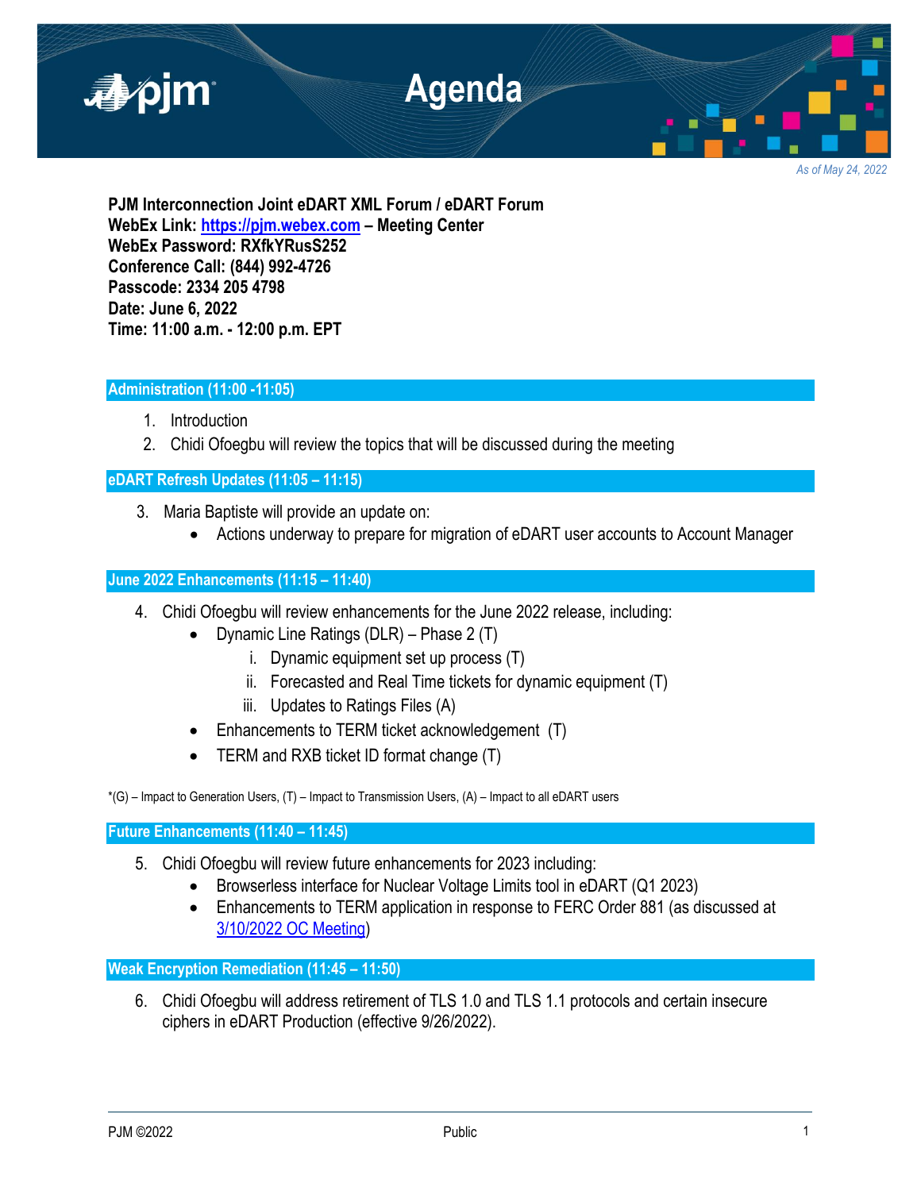# Agenda

*As of May 24, 2022*

**PJM Interconnection Joint eDART XML Forum / eDART Forum**
**WebEx Link: [https://pjm.webex.com](https://pjm.webex.com) – Meeting Center**
**WebEx Password: RXfkYRusS252**
**Conference Call: (844) 992-4726**
**Passcode: 2334 205 4798**
**Date: June 6, 2022**
**Time: 11:00 a.m. - 12:00 p.m. EPT**

## Administration (11:00 -11:05)

1. Introduction
2. Chidi Ofoegbu will review the topics that will be discussed during the meeting

## eDART Refresh Updates (11:05 – 11:15)

3. Maria Baptiste will provide an update on:
   - Actions underway to prepare for migration of eDART user accounts to Account Manager

## June 2022 Enhancements (11:15 – 11:40)

4. Chidi Ofoegbu will review enhancements for the June 2022 release, including:
   - Dynamic Line Ratings (DLR) – Phase 2 (T)
     i. Dynamic equipment set up process (T)
     ii. Forecasted and Real Time tickets for dynamic equipment (T)
     iii. Updates to Ratings Files (A)
   - Enhancements to TERM ticket acknowledgement (T)
   - TERM and RXB ticket ID format change (T)

*(G) – Impact to Generation Users, (T) – Impact to Transmission Users, (A) – Impact to all eDART users

## Future Enhancements (11:40 – 11:45)

5. Chidi Ofoegbu will review future enhancements for 2023 including:
   - Browserless interface for Nuclear Voltage Limits tool in eDART (Q1 2023)
   - Enhancements to TERM application in response to FERC Order 881 (as discussed at [3/10/2022 OC Meeting](3/10/2022 OC Meeting))

## Weak Encryption Remediation (11:45 – 11:50)

6. Chidi Ofoegbu will address retirement of TLS 1.0 and TLS 1.1 protocols and certain insecure ciphers in eDART Production (effective 9/26/2022).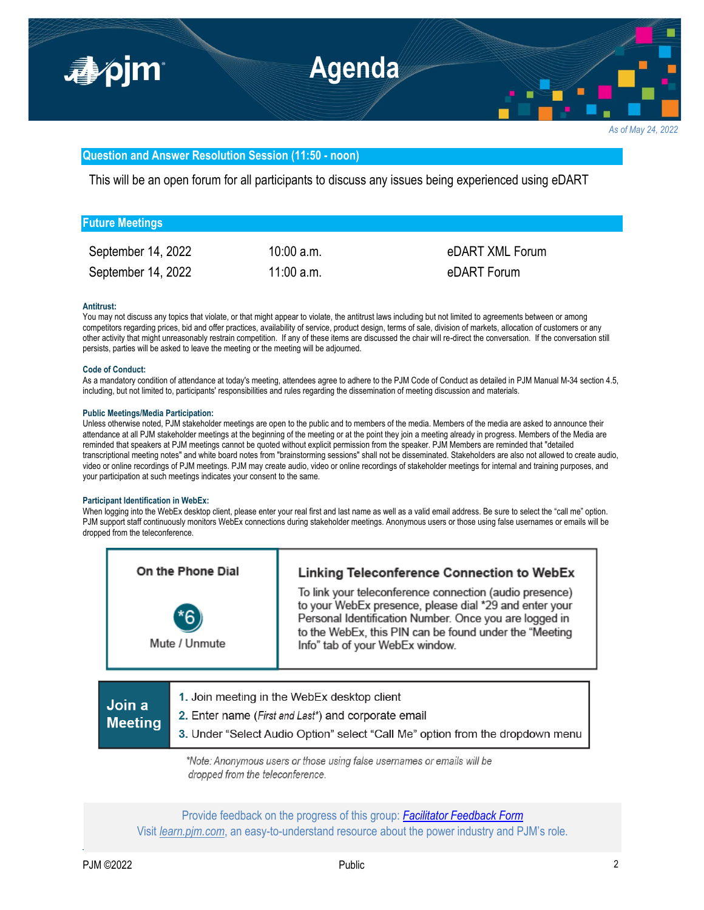# Agenda

*As of May 24, 2022*

## Question and Answer Resolution Session (11:50 - noon)

This will be an open forum for all participants to discuss any issues being experienced using eDART

## Future Meetings

| | | |
|---|---|---|
| September 14, 2022 | 10:00 a.m. | eDART XML Forum |
| September 14, 2022 | 11:00 a.m. | eDART Forum |

**Antitrust:**
You may not discuss any topics that violate, or that might appear to violate, the antitrust laws including but not limited to agreements between or among competitors regarding prices, bid and offer practices, availability of service, product design, terms of sale, division of markets, allocation of customers or any other activity that might unreasonably restrain competition. If any of these items are discussed the chair will re-direct the conversation. If the conversation still persists, parties will be asked to leave the meeting or the meeting will be adjourned.

**Code of Conduct:**
As a mandatory condition of attendance at today's meeting, attendees agree to adhere to the PJM Code of Conduct as detailed in PJM Manual M-34 section 4.5, including, but not limited to, participants' responsibilities and rules regarding the dissemination of meeting discussion and materials.

**Public Meetings/Media Participation:**
Unless otherwise noted, PJM stakeholder meetings are open to the public and to members of the media. Members of the media are asked to announce their attendance at all PJM stakeholder meetings at the beginning of the meeting or at the point they join a meeting already in progress. Members of the Media are reminded that speakers at PJM meetings cannot be quoted without explicit permission from the speaker. PJM Members are reminded that "detailed transcriptional meeting notes" and white board notes from "brainstorming sessions" shall not be disseminated. Stakeholders are also not allowed to create audio, video or online recordings of PJM meetings. PJM may create audio, video or online recordings of stakeholder meetings for internal and training purposes, and your participation at such meetings indicates your consent to the same.

**Participant Identification in WebEx:**
When logging into the WebEx desktop client, please enter your real first and last name as well as a valid email address. Be sure to select the "call me" option. PJM support staff continuously monitors WebEx connections during stakeholder meetings. Anonymous users or those using false usernames or emails will be dropped from the teleconference.

**On the Phone Dial**

*6 Mute / Unmute

**Linking Teleconference Connection to WebEx**

To link your teleconference connection (audio presence) to your WebEx presence, please dial *29 and enter your Personal Identification Number. Once you are logged in to the WebEx, this PIN can be found under the "Meeting Info" tab of your WebEx window.

**Join a Meeting**

1. Join meeting in the WebEx desktop client
2. Enter name (*First and Last\**) and corporate email
3. Under "Select Audio Option" select "Call Me" option from the dropdown menu

*\*Note: Anonymous users or those using false usernames or emails will be dropped from the teleconference.*

Provide feedback on the progress of this group: *Facilitator Feedback Form*
Visit *learn.pjm.com*, an easy-to-understand resource about the power industry and PJM's role.